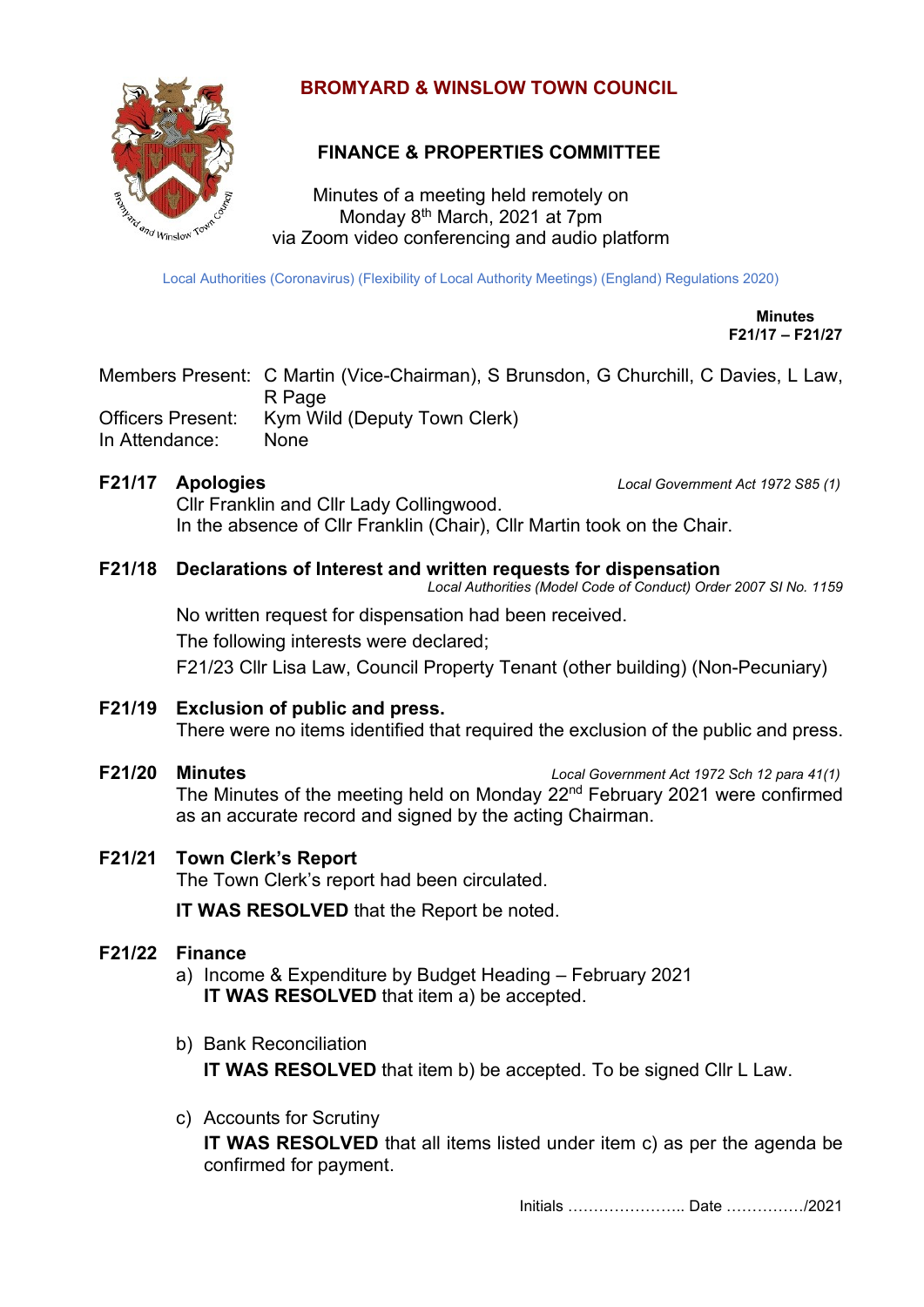# BROMYARD & WINSLOW TOWN COUNCIL

## FINANCE & PROPERTIES COMMITTEE

Minutes of a meeting held remotely on
Monday 8th March, 2021 at 7pm
via Zoom video conferencing and audio platform

Local Authorities (Coronavirus) (Flexibility of Local Authority Meetings) (England) Regulations 2020)

**Minutes**
**F21/17 – F21/27**

Members Present: C Martin (Vice-Chairman), S Brunsdon, G Churchill, C Davies, L Law, R Page
Officers Present: Kym Wild (Deputy Town Clerk)
In Attendance: None

**F21/17 Apologies** *Local Government Act 1972 S85 (1)*

Cllr Franklin and Cllr Lady Collingwood.
In the absence of Cllr Franklin (Chair), Cllr Martin took on the Chair.

**F21/18 Declarations of Interest and written requests for dispensation** *Local Authorities (Model Code of Conduct) Order 2007 SI No. 1159*

No written request for dispensation had been received.

The following interests were declared;

F21/23 Cllr Lisa Law, Council Property Tenant (other building) (Non-Pecuniary)

**F21/19 Exclusion of public and press.**

There were no items identified that required the exclusion of the public and press.

**F21/20 Minutes** *Local Government Act 1972 Sch 12 para 41(1)*

The Minutes of the meeting held on Monday 22nd February 2021 were confirmed as an accurate record and signed by the acting Chairman.

**F21/21 Town Clerk's Report**

The Town Clerk's report had been circulated.

**IT WAS RESOLVED** that the Report be noted.

**F21/22 Finance**

a) Income & Expenditure by Budget Heading – February 2021
**IT WAS RESOLVED** that item a) be accepted.

b) Bank Reconciliation
**IT WAS RESOLVED** that item b) be accepted. To be signed Cllr L Law.

c) Accounts for Scrutiny
**IT WAS RESOLVED** that all items listed under item c) as per the agenda be confirmed for payment.

Initials ………………….. Date ……………/2021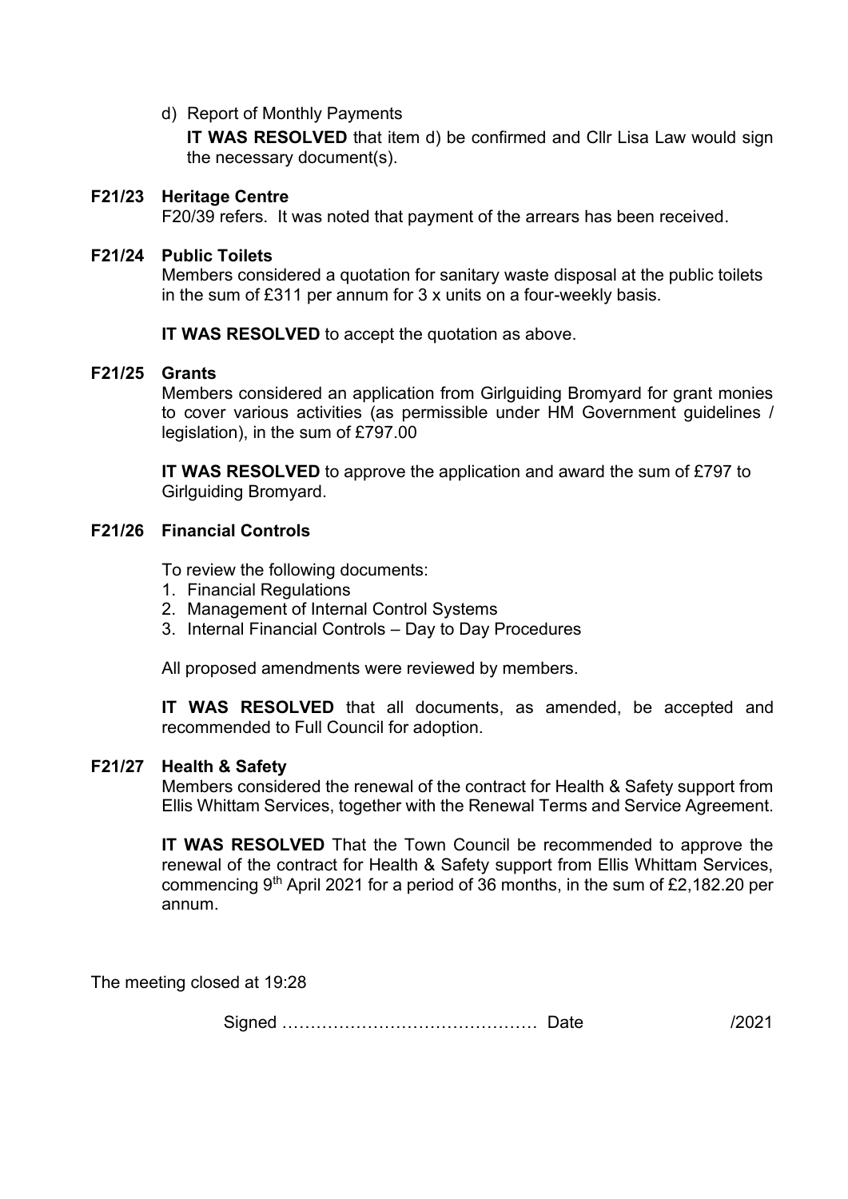d) Report of Monthly Payments

**IT WAS RESOLVED** that item d) be confirmed and Cllr Lisa Law would sign the necessary document(s).

**F21/23 Heritage Centre**

F20/39 refers. It was noted that payment of the arrears has been received.

**F21/24 Public Toilets**

Members considered a quotation for sanitary waste disposal at the public toilets in the sum of £311 per annum for 3 x units on a four-weekly basis.

**IT WAS RESOLVED** to accept the quotation as above.

**F21/25 Grants**

Members considered an application from Girlguiding Bromyard for grant monies to cover various activities (as permissible under HM Government guidelines / legislation), in the sum of £797.00

**IT WAS RESOLVED** to approve the application and award the sum of £797 to Girlguiding Bromyard.

**F21/26 Financial Controls**

To review the following documents:

1. Financial Regulations
2. Management of Internal Control Systems
3. Internal Financial Controls – Day to Day Procedures

All proposed amendments were reviewed by members.

**IT WAS RESOLVED** that all documents, as amended, be accepted and recommended to Full Council for adoption.

**F21/27 Health & Safety**

Members considered the renewal of the contract for Health & Safety support from Ellis Whittam Services, together with the Renewal Terms and Service Agreement.

**IT WAS RESOLVED** That the Town Council be recommended to approve the renewal of the contract for Health & Safety support from Ellis Whittam Services, commencing 9th April 2021 for a period of 36 months, in the sum of £2,182.20 per annum.

The meeting closed at 19:28

Signed ……………………………………… Date /2021